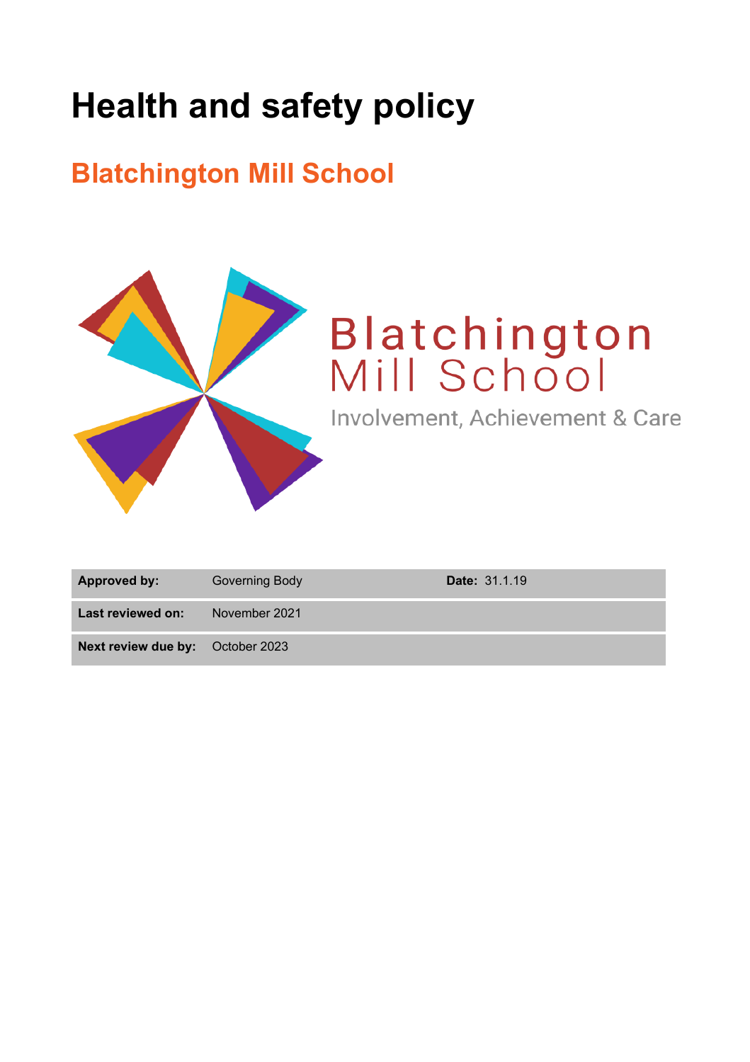# Health and safety policy

## Blatchington Mill School

Blatchington Mill School

Involvement, Achievement & Care

| Approved by: | Governing Body | Date: 31.1.19 |
|---|---|---|
| Last reviewed on: | November 2021 | |
| Next review due by: | October 2023 | |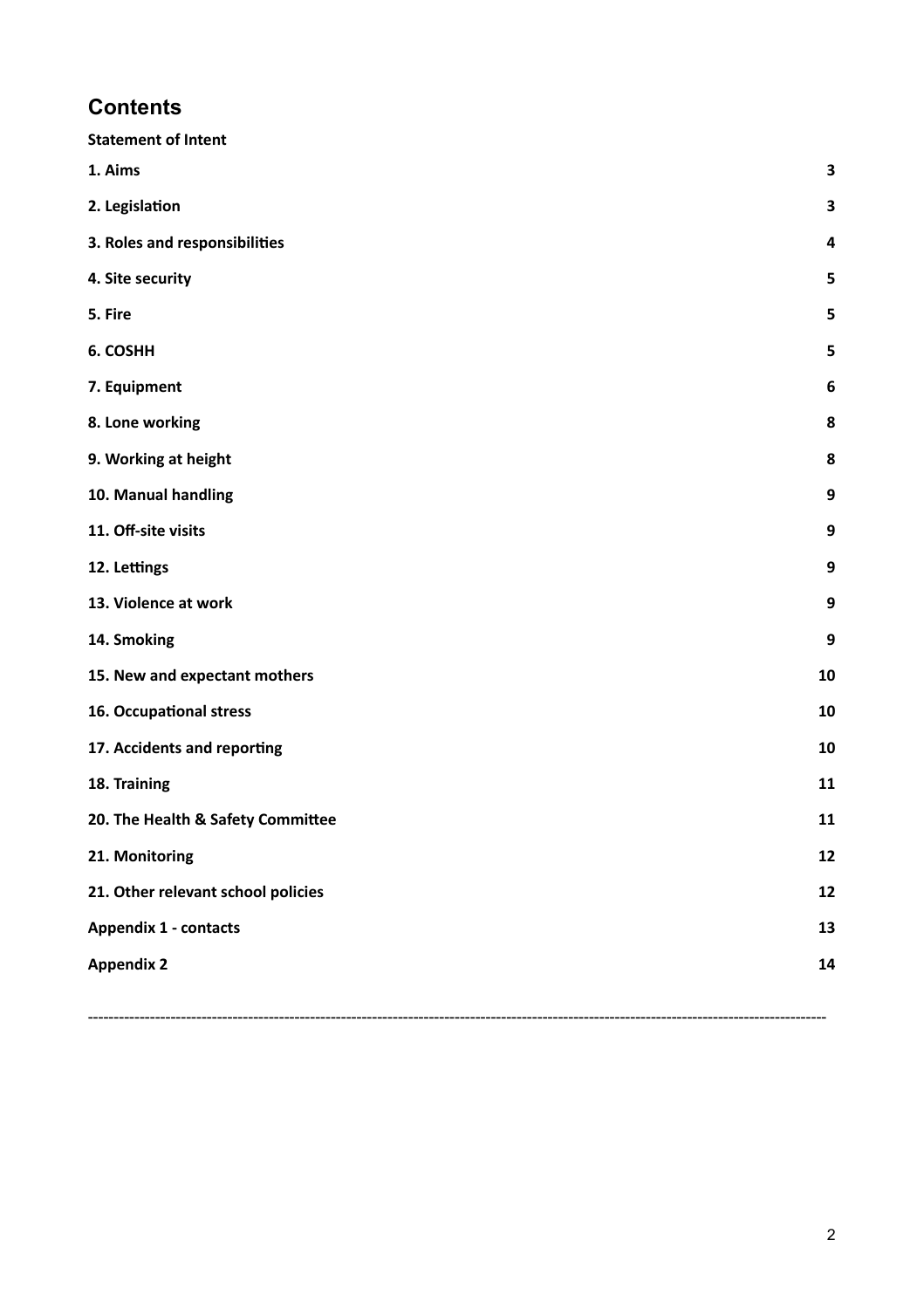## Contents

**Statement of Intent**

| | |
|---|---|
| **1. Aims** | **3** |
| **2. Legislation** | **3** |
| **3. Roles and responsibilities** | **4** |
| **4. Site security** | **5** |
| **5. Fire** | **5** |
| **6. COSHH** | **5** |
| **7. Equipment** | **6** |
| **8. Lone working** | **8** |
| **9. Working at height** | **8** |
| **10. Manual handling** | **9** |
| **11. Off-site visits** | **9** |
| **12. Lettings** | **9** |
| **13. Violence at work** | **9** |
| **14. Smoking** | **9** |
| **15. New and expectant mothers** | **10** |
| **16. Occupational stress** | **10** |
| **17. Accidents and reporting** | **10** |
| **18. Training** | **11** |
| **20. The Health & Safety Committee** | **11** |
| **21. Monitoring** | **12** |
| **21. Other relevant school policies** | **12** |
| **Appendix 1 - contacts** | **13** |
| **Appendix 2** | **14** |

---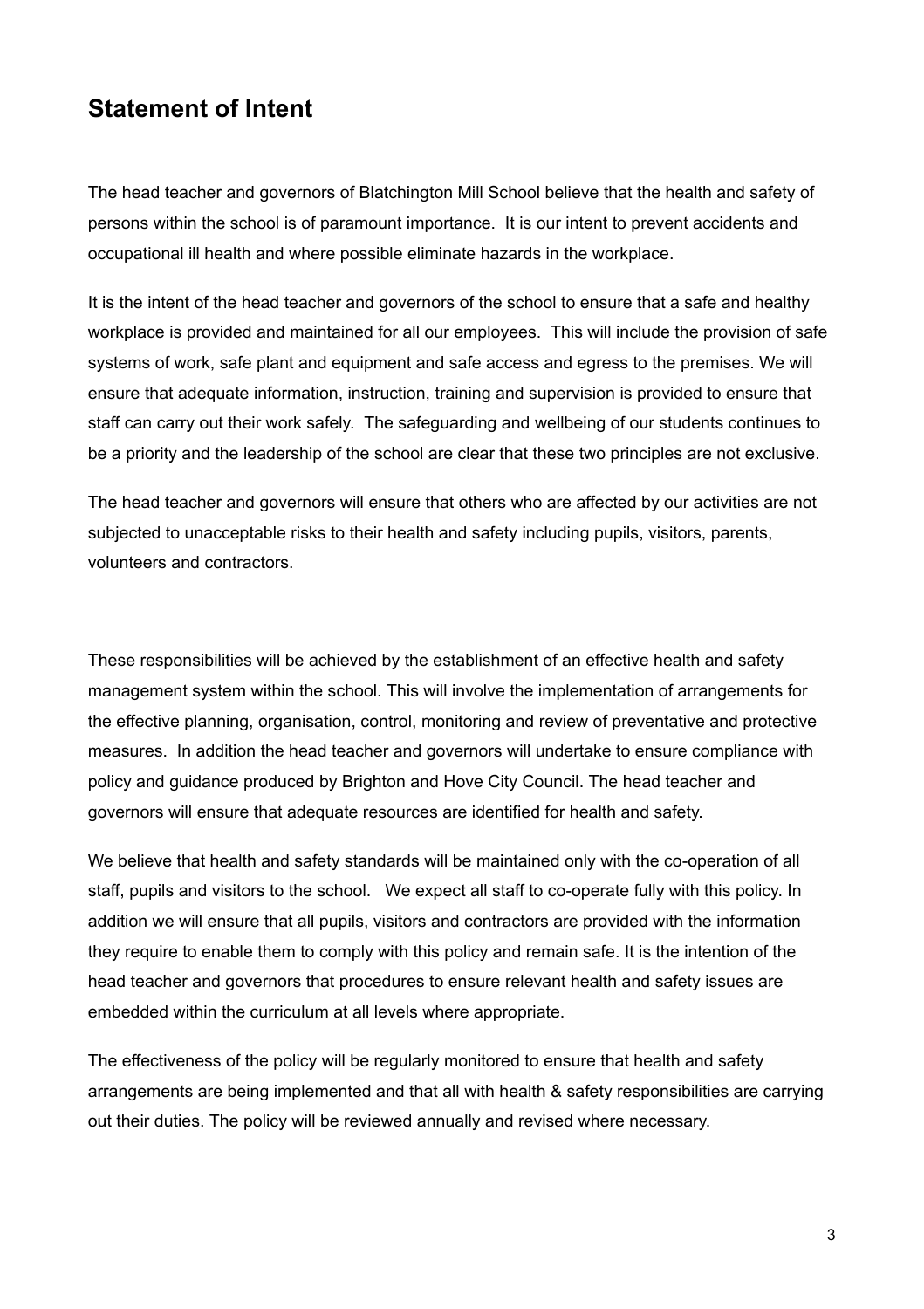## Statement of Intent

The head teacher and governors of Blatchington Mill School believe that the health and safety of persons within the school is of paramount importance. It is our intent to prevent accidents and occupational ill health and where possible eliminate hazards in the workplace.

It is the intent of the head teacher and governors of the school to ensure that a safe and healthy workplace is provided and maintained for all our employees. This will include the provision of safe systems of work, safe plant and equipment and safe access and egress to the premises. We will ensure that adequate information, instruction, training and supervision is provided to ensure that staff can carry out their work safely. The safeguarding and wellbeing of our students continues to be a priority and the leadership of the school are clear that these two principles are not exclusive.

The head teacher and governors will ensure that others who are affected by our activities are not subjected to unacceptable risks to their health and safety including pupils, visitors, parents, volunteers and contractors.

These responsibilities will be achieved by the establishment of an effective health and safety management system within the school. This will involve the implementation of arrangements for the effective planning, organisation, control, monitoring and review of preventative and protective measures. In addition the head teacher and governors will undertake to ensure compliance with policy and guidance produced by Brighton and Hove City Council. The head teacher and governors will ensure that adequate resources are identified for health and safety.

We believe that health and safety standards will be maintained only with the co-operation of all staff, pupils and visitors to the school. We expect all staff to co-operate fully with this policy. In addition we will ensure that all pupils, visitors and contractors are provided with the information they require to enable them to comply with this policy and remain safe. It is the intention of the head teacher and governors that procedures to ensure relevant health and safety issues are embedded within the curriculum at all levels where appropriate.

The effectiveness of the policy will be regularly monitored to ensure that health and safety arrangements are being implemented and that all with health & safety responsibilities are carrying out their duties. The policy will be reviewed annually and revised where necessary.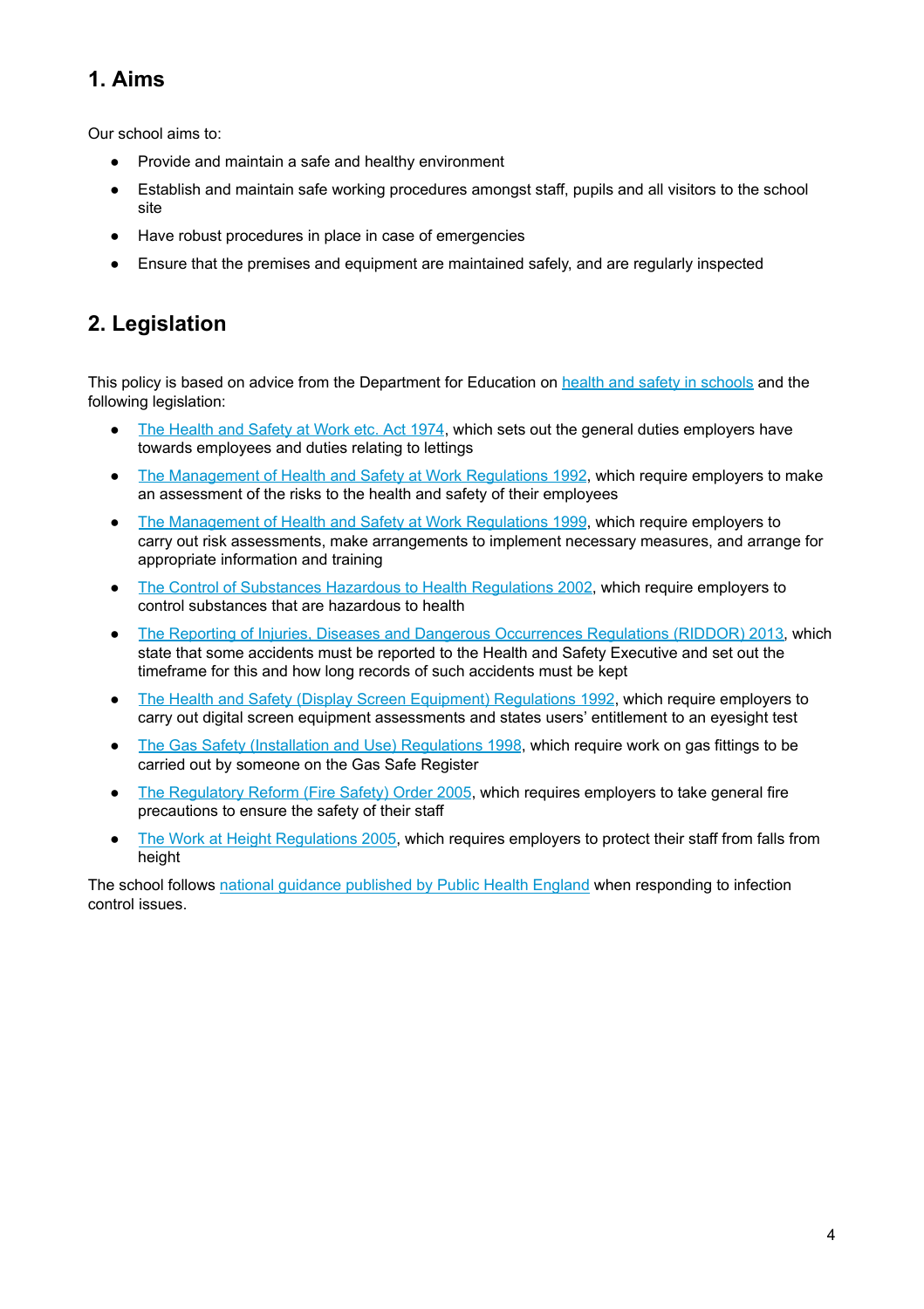## 1. Aims

Our school aims to:

- Provide and maintain a safe and healthy environment
- Establish and maintain safe working procedures amongst staff, pupils and all visitors to the school site
- Have robust procedures in place in case of emergencies
- Ensure that the premises and equipment are maintained safely, and are regularly inspected

## 2. Legislation

This policy is based on advice from the Department for Education on health and safety in schools and the following legislation:

- The Health and Safety at Work etc. Act 1974, which sets out the general duties employers have towards employees and duties relating to lettings
- The Management of Health and Safety at Work Regulations 1992, which require employers to make an assessment of the risks to the health and safety of their employees
- The Management of Health and Safety at Work Regulations 1999, which require employers to carry out risk assessments, make arrangements to implement necessary measures, and arrange for appropriate information and training
- The Control of Substances Hazardous to Health Regulations 2002, which require employers to control substances that are hazardous to health
- The Reporting of Injuries, Diseases and Dangerous Occurrences Regulations (RIDDOR) 2013, which state that some accidents must be reported to the Health and Safety Executive and set out the timeframe for this and how long records of such accidents must be kept
- The Health and Safety (Display Screen Equipment) Regulations 1992, which require employers to carry out digital screen equipment assessments and states users' entitlement to an eyesight test
- The Gas Safety (Installation and Use) Regulations 1998, which require work on gas fittings to be carried out by someone on the Gas Safe Register
- The Regulatory Reform (Fire Safety) Order 2005, which requires employers to take general fire precautions to ensure the safety of their staff
- The Work at Height Regulations 2005, which requires employers to protect their staff from falls from height

The school follows national guidance published by Public Health England when responding to infection control issues.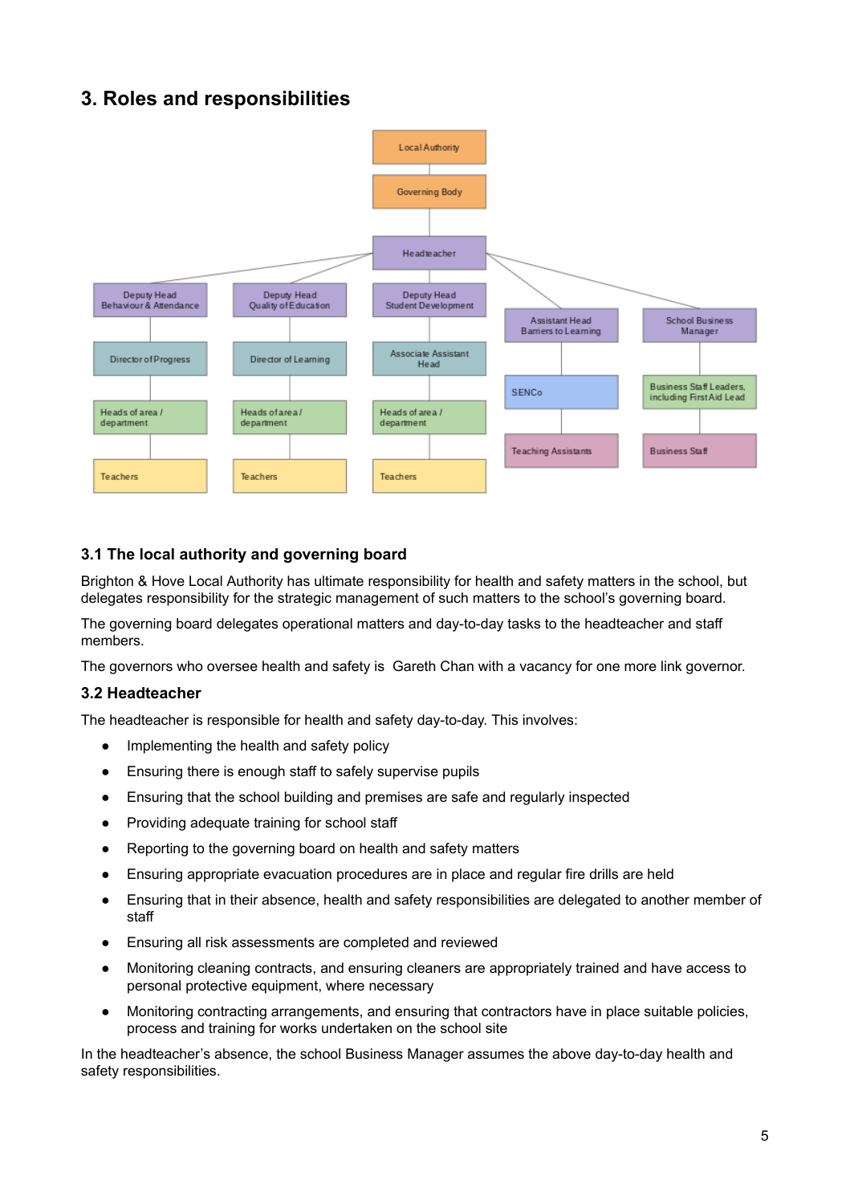## 3. Roles and responsibilities

- Local Authority
  - Governing Body
    - Headteacher
      - Deputy Head Behaviour & Attendance
        - Director of Progress
          - Heads of area / department
            - Teachers
      - Deputy Head Quality of Education
        - Director of Learning
          - Heads of area / department
            - Teachers
      - Deputy Head Student Development
        - Associate Assistant Head
          - Heads of area / department
            - Teachers
      - Assistant Head Barriers to Learning
        - SENCo
          - Teaching Assistants
      - School Business Manager
        - Business Staff Leaders, including First Aid Lead
          - Business Staff

### 3.1 The local authority and governing board

Brighton & Hove Local Authority has ultimate responsibility for health and safety matters in the school, but delegates responsibility for the strategic management of such matters to the school's governing board.

The governing board delegates operational matters and day-to-day tasks to the headteacher and staff members.

The governors who oversee health and safety is Gareth Chan with a vacancy for one more link governor.

### 3.2 Headteacher

The headteacher is responsible for health and safety day-to-day. This involves:

- Implementing the health and safety policy
- Ensuring there is enough staff to safely supervise pupils
- Ensuring that the school building and premises are safe and regularly inspected
- Providing adequate training for school staff
- Reporting to the governing board on health and safety matters
- Ensuring appropriate evacuation procedures are in place and regular fire drills are held
- Ensuring that in their absence, health and safety responsibilities are delegated to another member of staff
- Ensuring all risk assessments are completed and reviewed
- Monitoring cleaning contracts, and ensuring cleaners are appropriately trained and have access to personal protective equipment, where necessary
- Monitoring contracting arrangements, and ensuring that contractors have in place suitable policies, process and training for works undertaken on the school site

In the headteacher's absence, the school Business Manager assumes the above day-to-day health and safety responsibilities.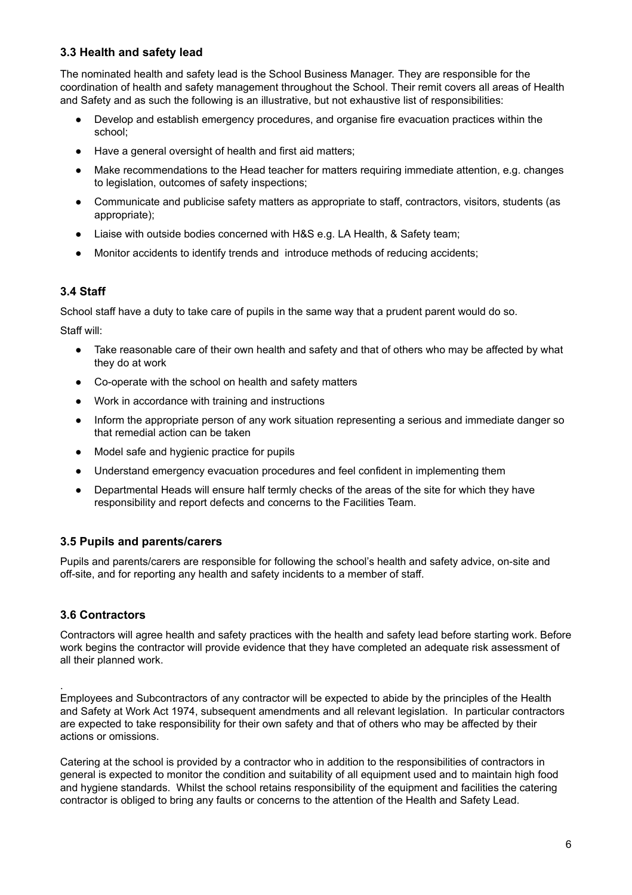### 3.3 Health and safety lead

The nominated health and safety lead is the School Business Manager. They are responsible for the coordination of health and safety management throughout the School. Their remit covers all areas of Health and Safety and as such the following is an illustrative, but not exhaustive list of responsibilities:

- Develop and establish emergency procedures, and organise fire evacuation practices within the school;
- Have a general oversight of health and first aid matters;
- Make recommendations to the Head teacher for matters requiring immediate attention, e.g. changes to legislation, outcomes of safety inspections;
- Communicate and publicise safety matters as appropriate to staff, contractors, visitors, students (as appropriate);
- Liaise with outside bodies concerned with H&S e.g. LA Health, & Safety team;
- Monitor accidents to identify trends and introduce methods of reducing accidents;

### 3.4 Staff

School staff have a duty to take care of pupils in the same way that a prudent parent would do so.

Staff will:

- Take reasonable care of their own health and safety and that of others who may be affected by what they do at work
- Co-operate with the school on health and safety matters
- Work in accordance with training and instructions
- Inform the appropriate person of any work situation representing a serious and immediate danger so that remedial action can be taken
- Model safe and hygienic practice for pupils
- Understand emergency evacuation procedures and feel confident in implementing them
- Departmental Heads will ensure half termly checks of the areas of the site for which they have responsibility and report defects and concerns to the Facilities Team.

### 3.5 Pupils and parents/carers

Pupils and parents/carers are responsible for following the school's health and safety advice, on-site and off-site, and for reporting any health and safety incidents to a member of staff.

### 3.6 Contractors

Contractors will agree health and safety practices with the health and safety lead before starting work. Before work begins the contractor will provide evidence that they have completed an adequate risk assessment of all their planned work.

.
Employees and Subcontractors of any contractor will be expected to abide by the principles of the Health and Safety at Work Act 1974, subsequent amendments and all relevant legislation. In particular contractors are expected to take responsibility for their own safety and that of others who may be affected by their actions or omissions.

Catering at the school is provided by a contractor who in addition to the responsibilities of contractors in general is expected to monitor the condition and suitability of all equipment used and to maintain high food and hygiene standards. Whilst the school retains responsibility of the equipment and facilities the catering contractor is obliged to bring any faults or concerns to the attention of the Health and Safety Lead.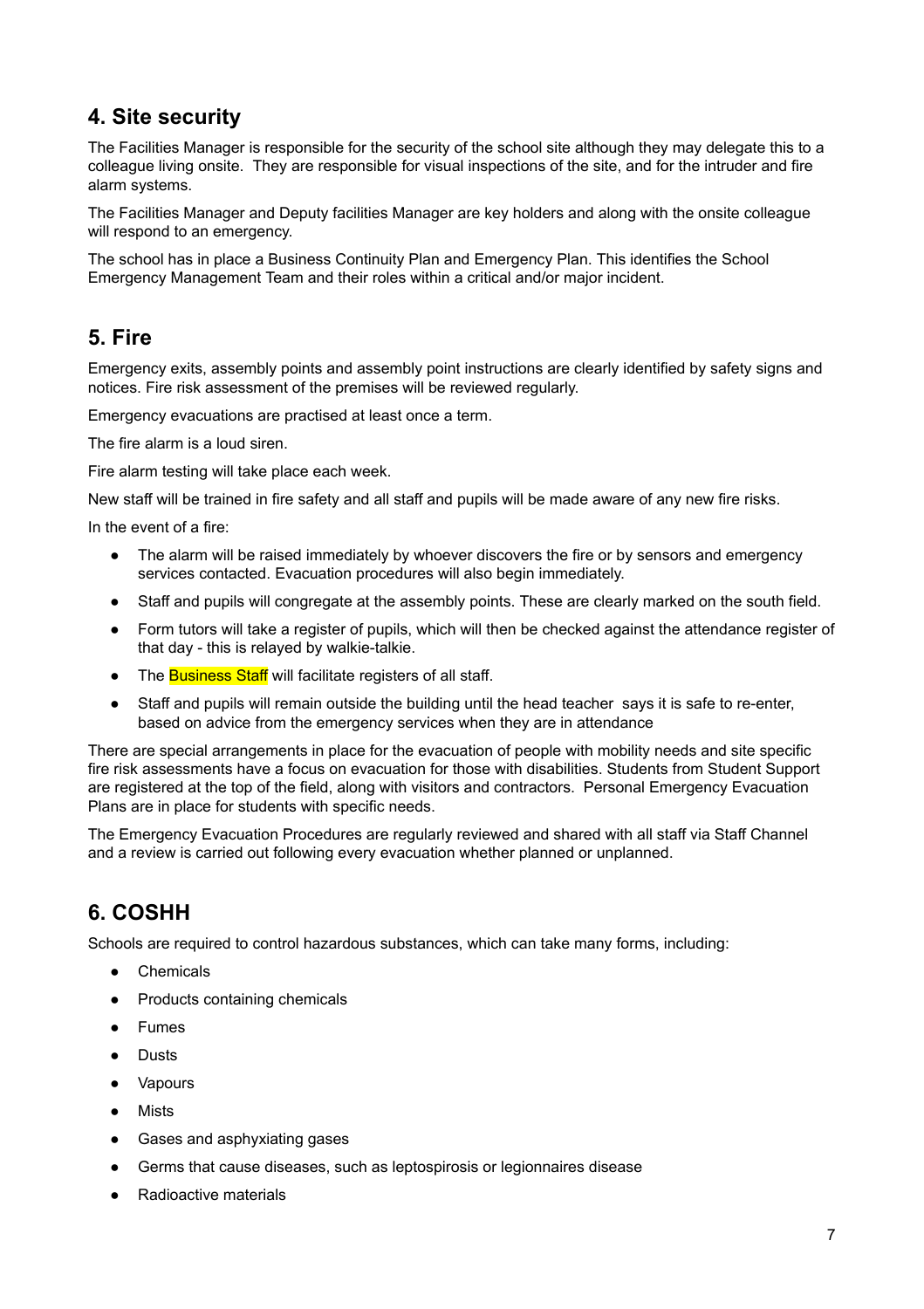## 4. Site security

The Facilities Manager is responsible for the security of the school site although they may delegate this to a colleague living onsite. They are responsible for visual inspections of the site, and for the intruder and fire alarm systems.

The Facilities Manager and Deputy facilities Manager are key holders and along with the onsite colleague will respond to an emergency.

The school has in place a Business Continuity Plan and Emergency Plan. This identifies the School Emergency Management Team and their roles within a critical and/or major incident.

## 5. Fire

Emergency exits, assembly points and assembly point instructions are clearly identified by safety signs and notices. Fire risk assessment of the premises will be reviewed regularly.

Emergency evacuations are practised at least once a term.

The fire alarm is a loud siren.

Fire alarm testing will take place each week.

New staff will be trained in fire safety and all staff and pupils will be made aware of any new fire risks.

In the event of a fire:

- The alarm will be raised immediately by whoever discovers the fire or by sensors and emergency services contacted. Evacuation procedures will also begin immediately.
- Staff and pupils will congregate at the assembly points. These are clearly marked on the south field.
- Form tutors will take a register of pupils, which will then be checked against the attendance register of that day - this is relayed by walkie-talkie.
- The Business Staff will facilitate registers of all staff.
- Staff and pupils will remain outside the building until the head teacher says it is safe to re-enter, based on advice from the emergency services when they are in attendance

There are special arrangements in place for the evacuation of people with mobility needs and site specific fire risk assessments have a focus on evacuation for those with disabilities. Students from Student Support are registered at the top of the field, along with visitors and contractors. Personal Emergency Evacuation Plans are in place for students with specific needs.

The Emergency Evacuation Procedures are regularly reviewed and shared with all staff via Staff Channel and a review is carried out following every evacuation whether planned or unplanned.

## 6. COSHH

Schools are required to control hazardous substances, which can take many forms, including:

- Chemicals
- Products containing chemicals
- Fumes
- Dusts
- Vapours
- Mists
- Gases and asphyxiating gases
- Germs that cause diseases, such as leptospirosis or legionnaires disease
- Radioactive materials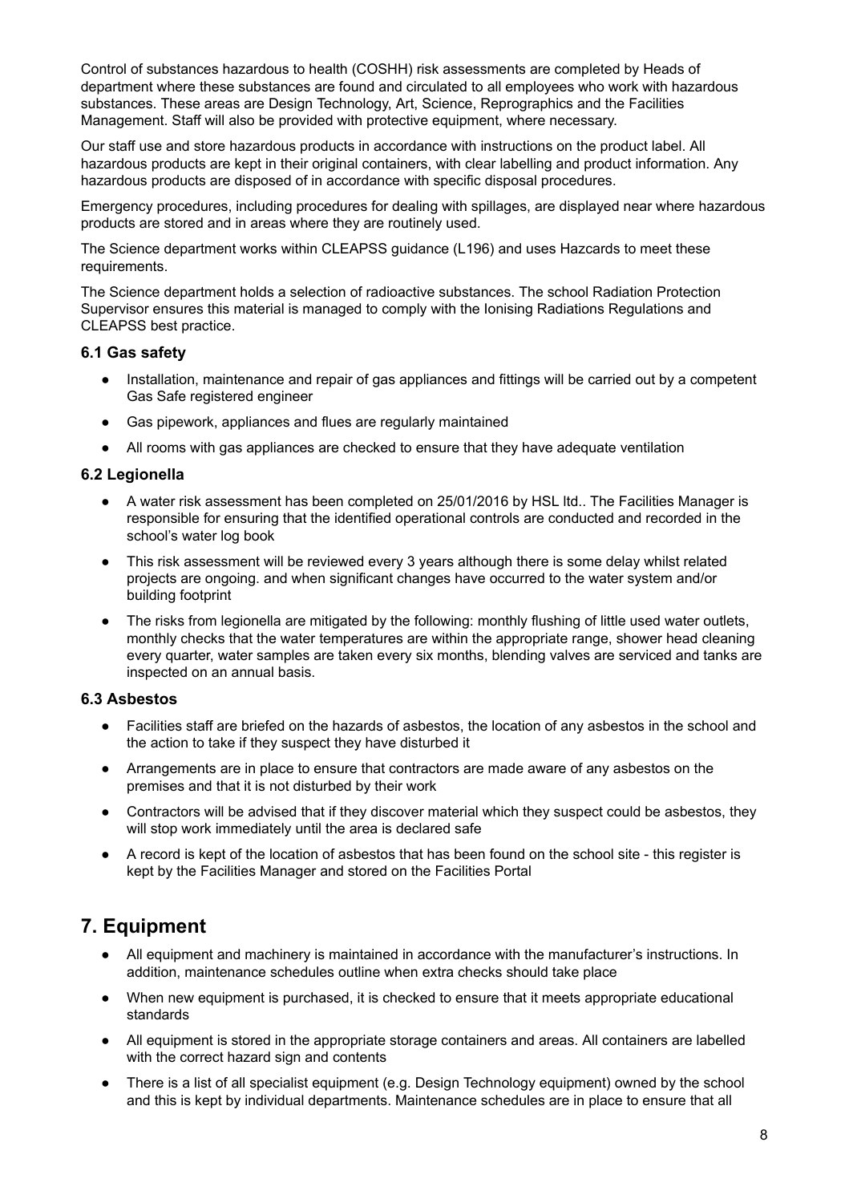Control of substances hazardous to health (COSHH) risk assessments are completed by Heads of department where these substances are found and circulated to all employees who work with hazardous substances. These areas are Design Technology, Art, Science, Reprographics and the Facilities Management. Staff will also be provided with protective equipment, where necessary.

Our staff use and store hazardous products in accordance with instructions on the product label. All hazardous products are kept in their original containers, with clear labelling and product information. Any hazardous products are disposed of in accordance with specific disposal procedures.

Emergency procedures, including procedures for dealing with spillages, are displayed near where hazardous products are stored and in areas where they are routinely used.

The Science department works within CLEAPSS guidance (L196) and uses Hazcards to meet these requirements.

The Science department holds a selection of radioactive substances. The school Radiation Protection Supervisor ensures this material is managed to comply with the Ionising Radiations Regulations and CLEAPSS best practice.

### 6.1 Gas safety

- Installation, maintenance and repair of gas appliances and fittings will be carried out by a competent Gas Safe registered engineer
- Gas pipework, appliances and flues are regularly maintained
- All rooms with gas appliances are checked to ensure that they have adequate ventilation

### 6.2 Legionella

- A water risk assessment has been completed on 25/01/2016 by HSL ltd.. The Facilities Manager is responsible for ensuring that the identified operational controls are conducted and recorded in the school's water log book
- This risk assessment will be reviewed every 3 years although there is some delay whilst related projects are ongoing. and when significant changes have occurred to the water system and/or building footprint
- The risks from legionella are mitigated by the following: monthly flushing of little used water outlets, monthly checks that the water temperatures are within the appropriate range, shower head cleaning every quarter, water samples are taken every six months, blending valves are serviced and tanks are inspected on an annual basis.

### 6.3 Asbestos

- Facilities staff are briefed on the hazards of asbestos, the location of any asbestos in the school and the action to take if they suspect they have disturbed it
- Arrangements are in place to ensure that contractors are made aware of any asbestos on the premises and that it is not disturbed by their work
- Contractors will be advised that if they discover material which they suspect could be asbestos, they will stop work immediately until the area is declared safe
- A record is kept of the location of asbestos that has been found on the school site - this register is kept by the Facilities Manager and stored on the Facilities Portal

## 7. Equipment

- All equipment and machinery is maintained in accordance with the manufacturer's instructions. In addition, maintenance schedules outline when extra checks should take place
- When new equipment is purchased, it is checked to ensure that it meets appropriate educational standards
- All equipment is stored in the appropriate storage containers and areas. All containers are labelled with the correct hazard sign and contents
- There is a list of all specialist equipment (e.g. Design Technology equipment) owned by the school and this is kept by individual departments. Maintenance schedules are in place to ensure that all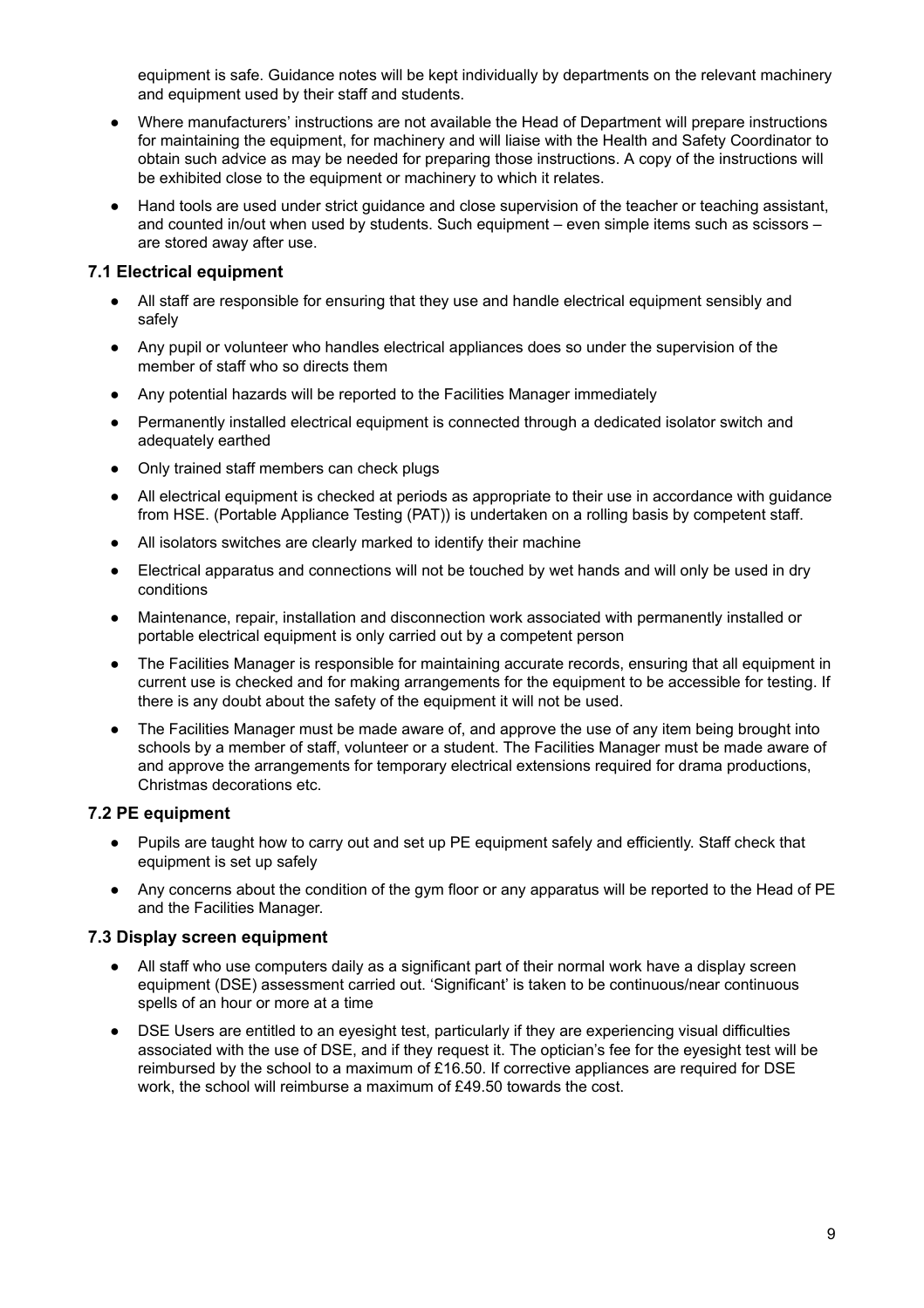equipment is safe. Guidance notes will be kept individually by departments on the relevant machinery and equipment used by their staff and students.

- Where manufacturers' instructions are not available the Head of Department will prepare instructions for maintaining the equipment, for machinery and will liaise with the Health and Safety Coordinator to obtain such advice as may be needed for preparing those instructions. A copy of the instructions will be exhibited close to the equipment or machinery to which it relates.
- Hand tools are used under strict guidance and close supervision of the teacher or teaching assistant, and counted in/out when used by students. Such equipment – even simple items such as scissors – are stored away after use.

### 7.1 Electrical equipment

- All staff are responsible for ensuring that they use and handle electrical equipment sensibly and safely
- Any pupil or volunteer who handles electrical appliances does so under the supervision of the member of staff who so directs them
- Any potential hazards will be reported to the Facilities Manager immediately
- Permanently installed electrical equipment is connected through a dedicated isolator switch and adequately earthed
- Only trained staff members can check plugs
- All electrical equipment is checked at periods as appropriate to their use in accordance with guidance from HSE. (Portable Appliance Testing (PAT)) is undertaken on a rolling basis by competent staff.
- All isolators switches are clearly marked to identify their machine
- Electrical apparatus and connections will not be touched by wet hands and will only be used in dry conditions
- Maintenance, repair, installation and disconnection work associated with permanently installed or portable electrical equipment is only carried out by a competent person
- The Facilities Manager is responsible for maintaining accurate records, ensuring that all equipment in current use is checked and for making arrangements for the equipment to be accessible for testing. If there is any doubt about the safety of the equipment it will not be used.
- The Facilities Manager must be made aware of, and approve the use of any item being brought into schools by a member of staff, volunteer or a student. The Facilities Manager must be made aware of and approve the arrangements for temporary electrical extensions required for drama productions, Christmas decorations etc.

### 7.2 PE equipment

- Pupils are taught how to carry out and set up PE equipment safely and efficiently. Staff check that equipment is set up safely
- Any concerns about the condition of the gym floor or any apparatus will be reported to the Head of PE and the Facilities Manager.

### 7.3 Display screen equipment

- All staff who use computers daily as a significant part of their normal work have a display screen equipment (DSE) assessment carried out. 'Significant' is taken to be continuous/near continuous spells of an hour or more at a time
- DSE Users are entitled to an eyesight test, particularly if they are experiencing visual difficulties associated with the use of DSE, and if they request it. The optician's fee for the eyesight test will be reimbursed by the school to a maximum of £16.50. If corrective appliances are required for DSE work, the school will reimburse a maximum of £49.50 towards the cost.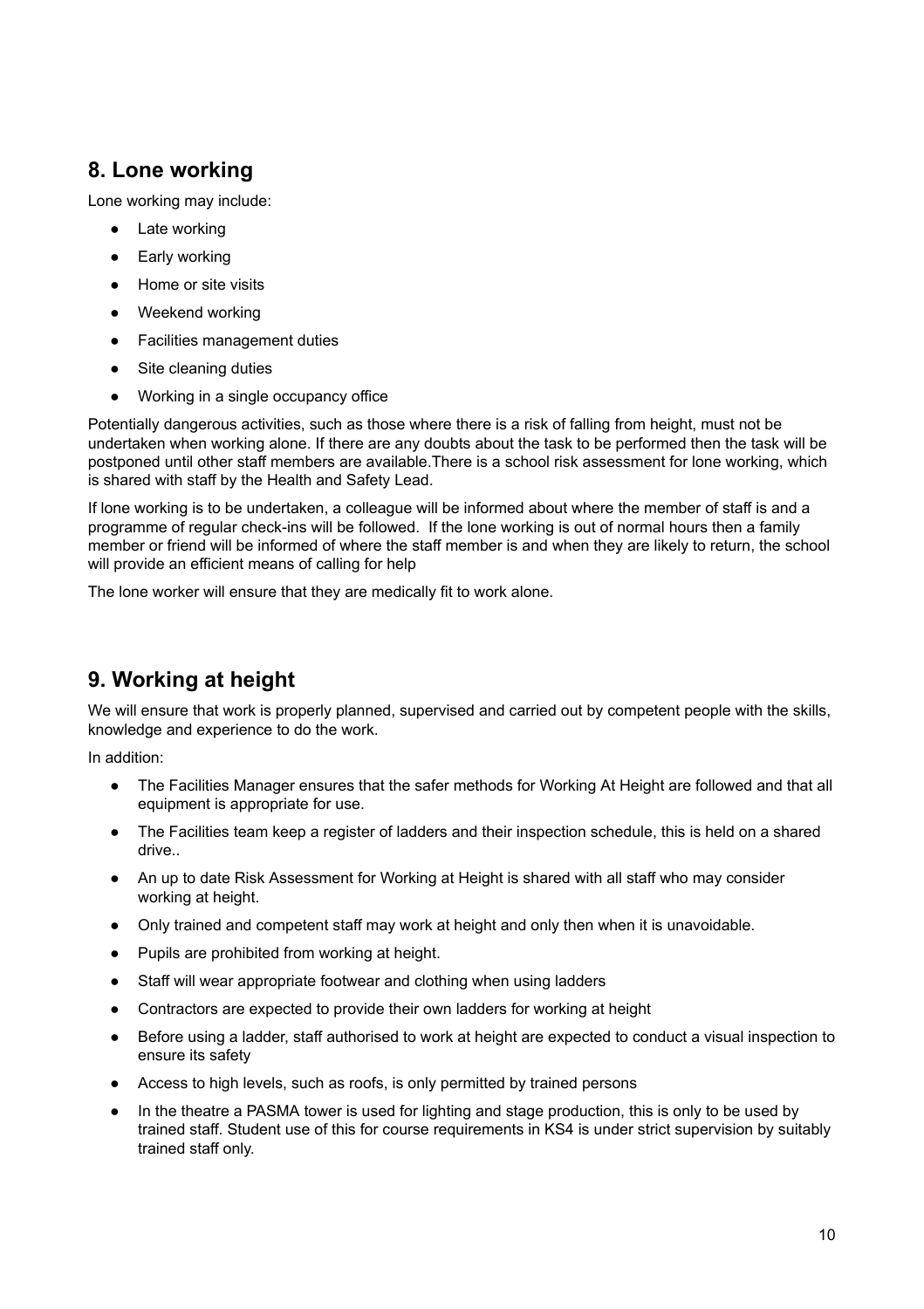## 8. Lone working

Lone working may include:

- Late working
- Early working
- Home or site visits
- Weekend working
- Facilities management duties
- Site cleaning duties
- Working in a single occupancy office

Potentially dangerous activities, such as those where there is a risk of falling from height, must not be undertaken when working alone. If there are any doubts about the task to be performed then the task will be postponed until other staff members are available.There is a school risk assessment for lone working, which is shared with staff by the Health and Safety Lead.

If lone working is to be undertaken, a colleague will be informed about where the member of staff is and a programme of regular check-ins will be followed. If the lone working is out of normal hours then a family member or friend will be informed of where the staff member is and when they are likely to return, the school will provide an efficient means of calling for help

The lone worker will ensure that they are medically fit to work alone.

## 9. Working at height

We will ensure that work is properly planned, supervised and carried out by competent people with the skills, knowledge and experience to do the work.

In addition:

- The Facilities Manager ensures that the safer methods for Working At Height are followed and that all equipment is appropriate for use.
- The Facilities team keep a register of ladders and their inspection schedule, this is held on a shared drive..
- An up to date Risk Assessment for Working at Height is shared with all staff who may consider working at height.
- Only trained and competent staff may work at height and only then when it is unavoidable.
- Pupils are prohibited from working at height.
- Staff will wear appropriate footwear and clothing when using ladders
- Contractors are expected to provide their own ladders for working at height
- Before using a ladder, staff authorised to work at height are expected to conduct a visual inspection to ensure its safety
- Access to high levels, such as roofs, is only permitted by trained persons
- In the theatre a PASMA tower is used for lighting and stage production, this is only to be used by trained staff. Student use of this for course requirements in KS4 is under strict supervision by suitably trained staff only.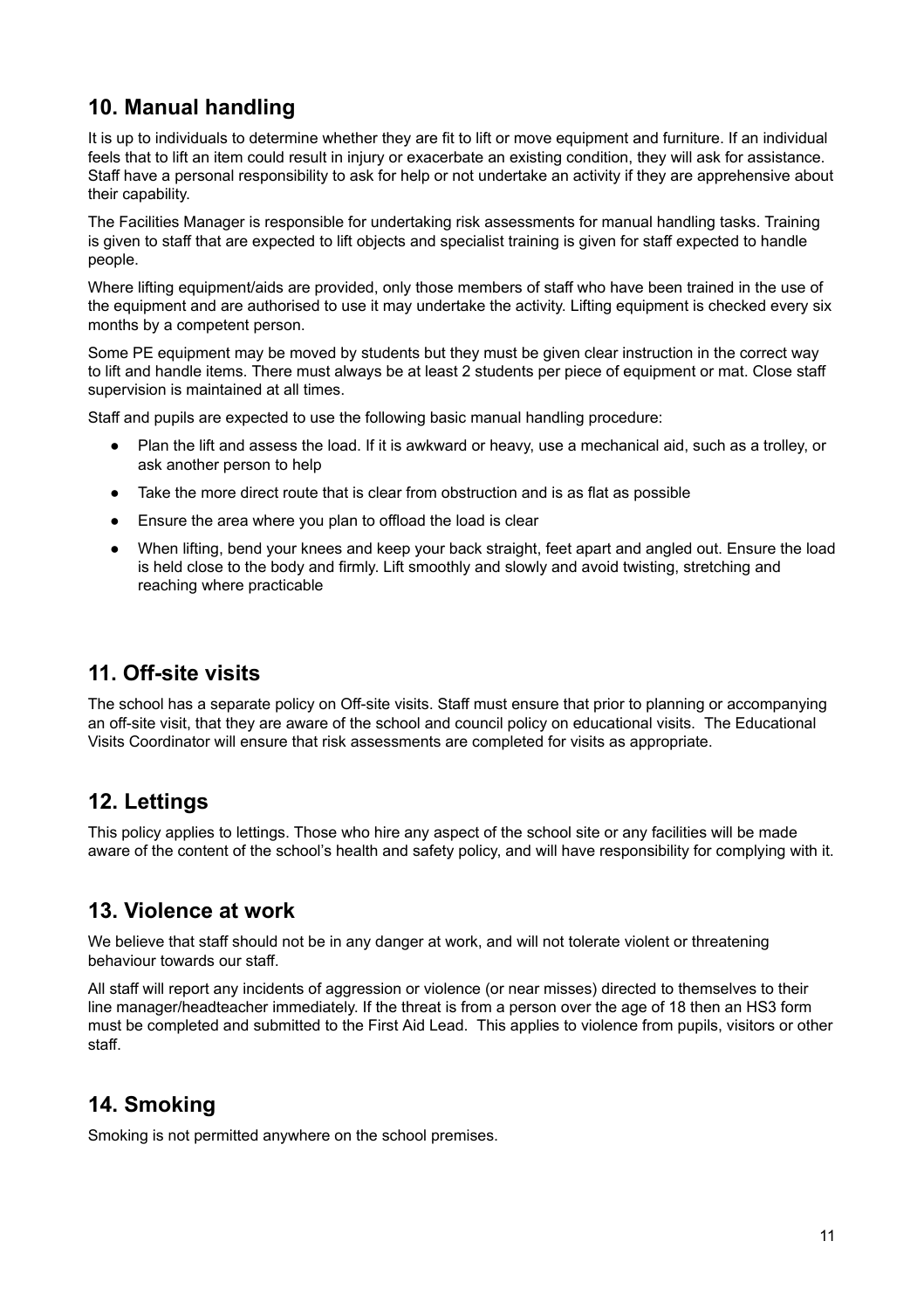## 10. Manual handling

It is up to individuals to determine whether they are fit to lift or move equipment and furniture. If an individual feels that to lift an item could result in injury or exacerbate an existing condition, they will ask for assistance. Staff have a personal responsibility to ask for help or not undertake an activity if they are apprehensive about their capability.

The Facilities Manager is responsible for undertaking risk assessments for manual handling tasks. Training is given to staff that are expected to lift objects and specialist training is given for staff expected to handle people.

Where lifting equipment/aids are provided, only those members of staff who have been trained in the use of the equipment and are authorised to use it may undertake the activity. Lifting equipment is checked every six months by a competent person.

Some PE equipment may be moved by students but they must be given clear instruction in the correct way to lift and handle items. There must always be at least 2 students per piece of equipment or mat. Close staff supervision is maintained at all times.

Staff and pupils are expected to use the following basic manual handling procedure:

- Plan the lift and assess the load. If it is awkward or heavy, use a mechanical aid, such as a trolley, or ask another person to help
- Take the more direct route that is clear from obstruction and is as flat as possible
- Ensure the area where you plan to offload the load is clear
- When lifting, bend your knees and keep your back straight, feet apart and angled out. Ensure the load is held close to the body and firmly. Lift smoothly and slowly and avoid twisting, stretching and reaching where practicable

## 11. Off-site visits

The school has a separate policy on Off-site visits. Staff must ensure that prior to planning or accompanying an off-site visit, that they are aware of the school and council policy on educational visits. The Educational Visits Coordinator will ensure that risk assessments are completed for visits as appropriate.

## 12. Lettings

This policy applies to lettings. Those who hire any aspect of the school site or any facilities will be made aware of the content of the school's health and safety policy, and will have responsibility for complying with it.

## 13. Violence at work

We believe that staff should not be in any danger at work, and will not tolerate violent or threatening behaviour towards our staff.

All staff will report any incidents of aggression or violence (or near misses) directed to themselves to their line manager/headteacher immediately. If the threat is from a person over the age of 18 then an HS3 form must be completed and submitted to the First Aid Lead. This applies to violence from pupils, visitors or other staff.

## 14. Smoking

Smoking is not permitted anywhere on the school premises.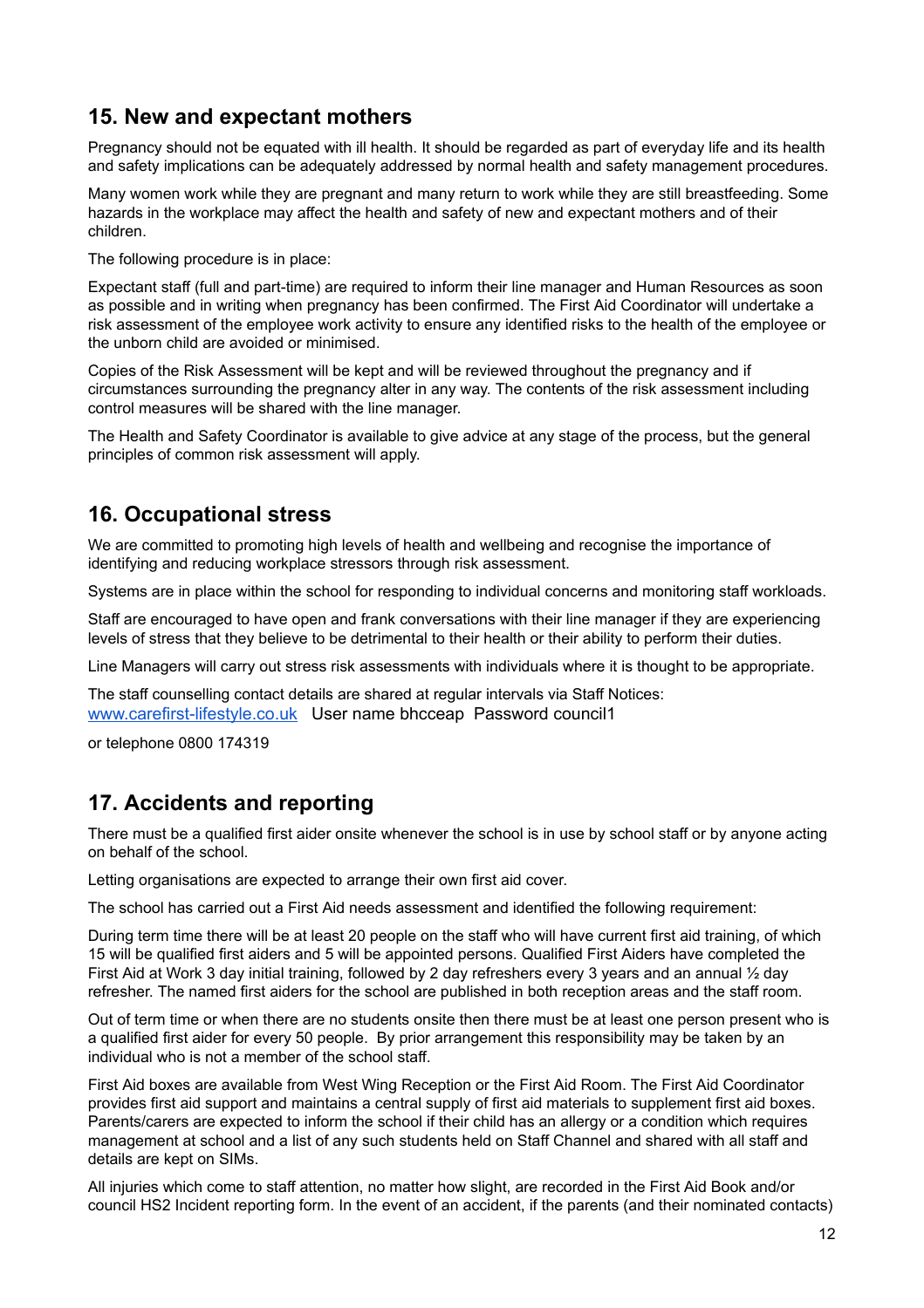## 15. New and expectant mothers

Pregnancy should not be equated with ill health. It should be regarded as part of everyday life and its health and safety implications can be adequately addressed by normal health and safety management procedures.

Many women work while they are pregnant and many return to work while they are still breastfeeding. Some hazards in the workplace may affect the health and safety of new and expectant mothers and of their children.

The following procedure is in place:

Expectant staff (full and part-time) are required to inform their line manager and Human Resources as soon as possible and in writing when pregnancy has been confirmed. The First Aid Coordinator will undertake a risk assessment of the employee work activity to ensure any identified risks to the health of the employee or the unborn child are avoided or minimised.

Copies of the Risk Assessment will be kept and will be reviewed throughout the pregnancy and if circumstances surrounding the pregnancy alter in any way. The contents of the risk assessment including control measures will be shared with the line manager.

The Health and Safety Coordinator is available to give advice at any stage of the process, but the general principles of common risk assessment will apply.

## 16. Occupational stress

We are committed to promoting high levels of health and wellbeing and recognise the importance of identifying and reducing workplace stressors through risk assessment.

Systems are in place within the school for responding to individual concerns and monitoring staff workloads.

Staff are encouraged to have open and frank conversations with their line manager if they are experiencing levels of stress that they believe to be detrimental to their health or their ability to perform their duties.

Line Managers will carry out stress risk assessments with individuals where it is thought to be appropriate.

The staff counselling contact details are shared at regular intervals via Staff Notices:
[www.carefirst-lifestyle.co.uk](http://www.carefirst-lifestyle.co.uk) User name bhcceap Password council1

or telephone 0800 174319

## 17. Accidents and reporting

There must be a qualified first aider onsite whenever the school is in use by school staff or by anyone acting on behalf of the school.

Letting organisations are expected to arrange their own first aid cover.

The school has carried out a First Aid needs assessment and identified the following requirement:

During term time there will be at least 20 people on the staff who will have current first aid training, of which 15 will be qualified first aiders and 5 will be appointed persons. Qualified First Aiders have completed the First Aid at Work 3 day initial training, followed by 2 day refreshers every 3 years and an annual ½ day refresher. The named first aiders for the school are published in both reception areas and the staff room.

Out of term time or when there are no students onsite then there must be at least one person present who is a qualified first aider for every 50 people. By prior arrangement this responsibility may be taken by an individual who is not a member of the school staff.

First Aid boxes are available from West Wing Reception or the First Aid Room. The First Aid Coordinator provides first aid support and maintains a central supply of first aid materials to supplement first aid boxes. Parents/carers are expected to inform the school if their child has an allergy or a condition which requires management at school and a list of any such students held on Staff Channel and shared with all staff and details are kept on SIMs.

All injuries which come to staff attention, no matter how slight, are recorded in the First Aid Book and/or council HS2 Incident reporting form. In the event of an accident, if the parents (and their nominated contacts)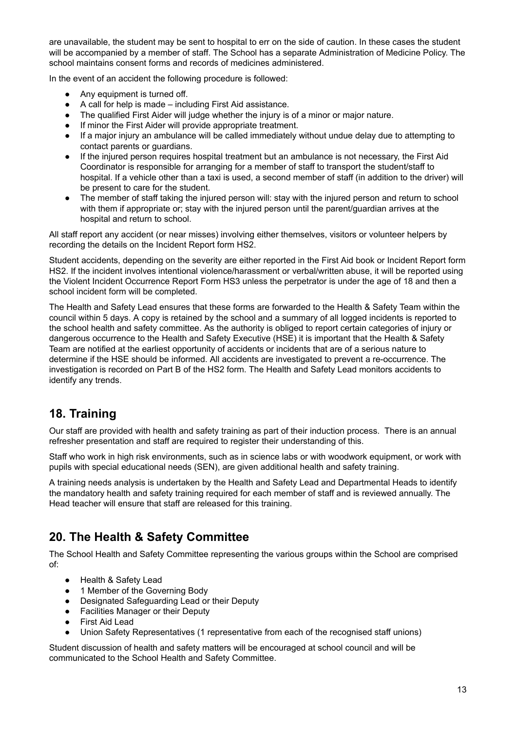are unavailable, the student may be sent to hospital to err on the side of caution. In these cases the student will be accompanied by a member of staff. The School has a separate Administration of Medicine Policy. The school maintains consent forms and records of medicines administered.

In the event of an accident the following procedure is followed:

- Any equipment is turned off.
- A call for help is made – including First Aid assistance.
- The qualified First Aider will judge whether the injury is of a minor or major nature.
- If minor the First Aider will provide appropriate treatment.
- If a major injury an ambulance will be called immediately without undue delay due to attempting to contact parents or guardians.
- If the injured person requires hospital treatment but an ambulance is not necessary, the First Aid Coordinator is responsible for arranging for a member of staff to transport the student/staff to hospital. If a vehicle other than a taxi is used, a second member of staff (in addition to the driver) will be present to care for the student.
- The member of staff taking the injured person will: stay with the injured person and return to school with them if appropriate or; stay with the injured person until the parent/guardian arrives at the hospital and return to school.

All staff report any accident (or near misses) involving either themselves, visitors or volunteer helpers by recording the details on the Incident Report form HS2.

Student accidents, depending on the severity are either reported in the First Aid book or Incident Report form HS2. If the incident involves intentional violence/harassment or verbal/written abuse, it will be reported using the Violent Incident Occurrence Report Form HS3 unless the perpetrator is under the age of 18 and then a school incident form will be completed.

The Health and Safety Lead ensures that these forms are forwarded to the Health & Safety Team within the council within 5 days. A copy is retained by the school and a summary of all logged incidents is reported to the school health and safety committee. As the authority is obliged to report certain categories of injury or dangerous occurrence to the Health and Safety Executive (HSE) it is important that the Health & Safety Team are notified at the earliest opportunity of accidents or incidents that are of a serious nature to determine if the HSE should be informed. All accidents are investigated to prevent a re-occurrence. The investigation is recorded on Part B of the HS2 form. The Health and Safety Lead monitors accidents to identify any trends.

## 18. Training

Our staff are provided with health and safety training as part of their induction process. There is an annual refresher presentation and staff are required to register their understanding of this.

Staff who work in high risk environments, such as in science labs or with woodwork equipment, or work with pupils with special educational needs (SEN), are given additional health and safety training.

A training needs analysis is undertaken by the Health and Safety Lead and Departmental Heads to identify the mandatory health and safety training required for each member of staff and is reviewed annually. The Head teacher will ensure that staff are released for this training.

## 20. The Health & Safety Committee

The School Health and Safety Committee representing the various groups within the School are comprised of:

- Health & Safety Lead
- 1 Member of the Governing Body
- Designated Safeguarding Lead or their Deputy
- Facilities Manager or their Deputy
- First Aid Lead
- Union Safety Representatives (1 representative from each of the recognised staff unions)

Student discussion of health and safety matters will be encouraged at school council and will be communicated to the School Health and Safety Committee.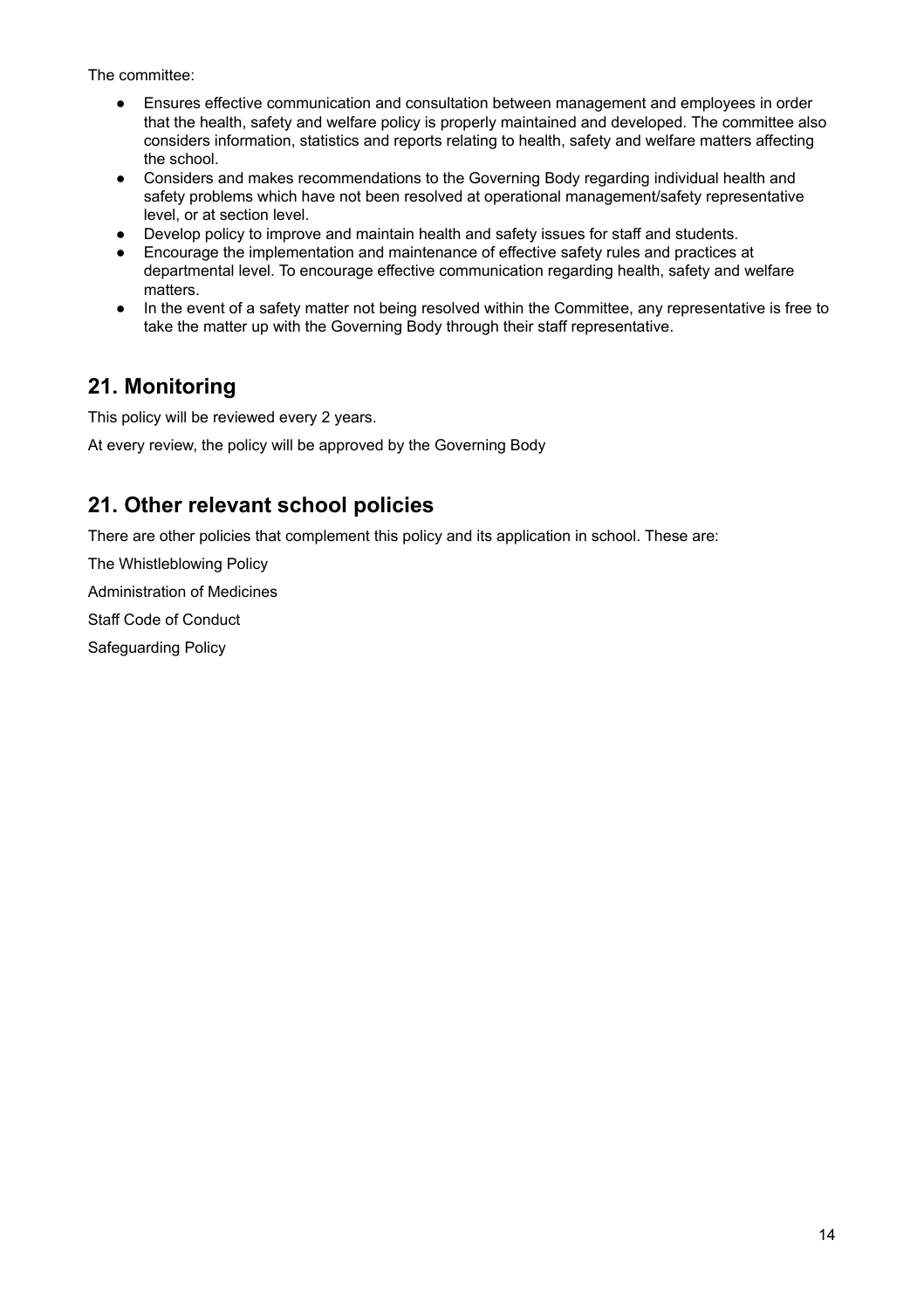The committee:

- Ensures effective communication and consultation between management and employees in order that the health, safety and welfare policy is properly maintained and developed. The committee also considers information, statistics and reports relating to health, safety and welfare matters affecting the school.
- Considers and makes recommendations to the Governing Body regarding individual health and safety problems which have not been resolved at operational management/safety representative level, or at section level.
- Develop policy to improve and maintain health and safety issues for staff and students.
- Encourage the implementation and maintenance of effective safety rules and practices at departmental level. To encourage effective communication regarding health, safety and welfare matters.
- In the event of a safety matter not being resolved within the Committee, any representative is free to take the matter up with the Governing Body through their staff representative.

## 21. Monitoring

This policy will be reviewed every 2 years.

At every review, the policy will be approved by the Governing Body

## 21. Other relevant school policies

There are other policies that complement this policy and its application in school. These are:

The Whistleblowing Policy

Administration of Medicines

Staff Code of Conduct

Safeguarding Policy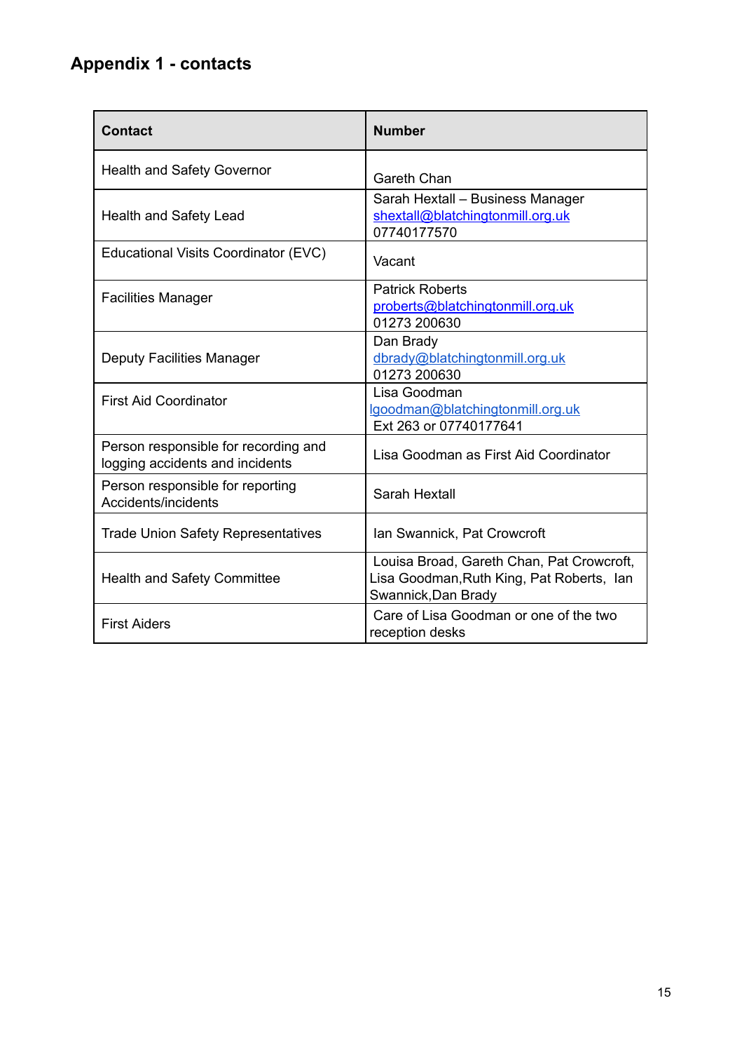## Appendix 1 - contacts

| Contact | Number |
| --- | --- |
| Health and Safety Governor | Gareth Chan |
| Health and Safety Lead | Sarah Hextall – Business Manager<br>shextall@blatchingtonmill.org.uk<br>07740177570 |
| Educational Visits Coordinator (EVC) | Vacant |
| Facilities Manager | Patrick Roberts<br>proberts@blatchingtonmill.org.uk<br>01273 200630 |
| Deputy Facilities Manager | Dan Brady<br>dbrady@blatchingtonmill.org.uk<br>01273 200630 |
| First Aid Coordinator | Lisa Goodman<br>lgoodman@blatchingtonmill.org.uk<br>Ext 263 or 07740177641 |
| Person responsible for recording and logging accidents and incidents | Lisa Goodman as First Aid Coordinator |
| Person responsible for reporting Accidents/incidents | Sarah Hextall |
| Trade Union Safety Representatives | Ian Swannick, Pat Crowcroft |
| Health and Safety Committee | Louisa Broad, Gareth Chan, Pat Crowcroft, Lisa Goodman,Ruth King, Pat Roberts, Ian Swannick,Dan Brady |
| First Aiders | Care of Lisa Goodman or one of the two reception desks |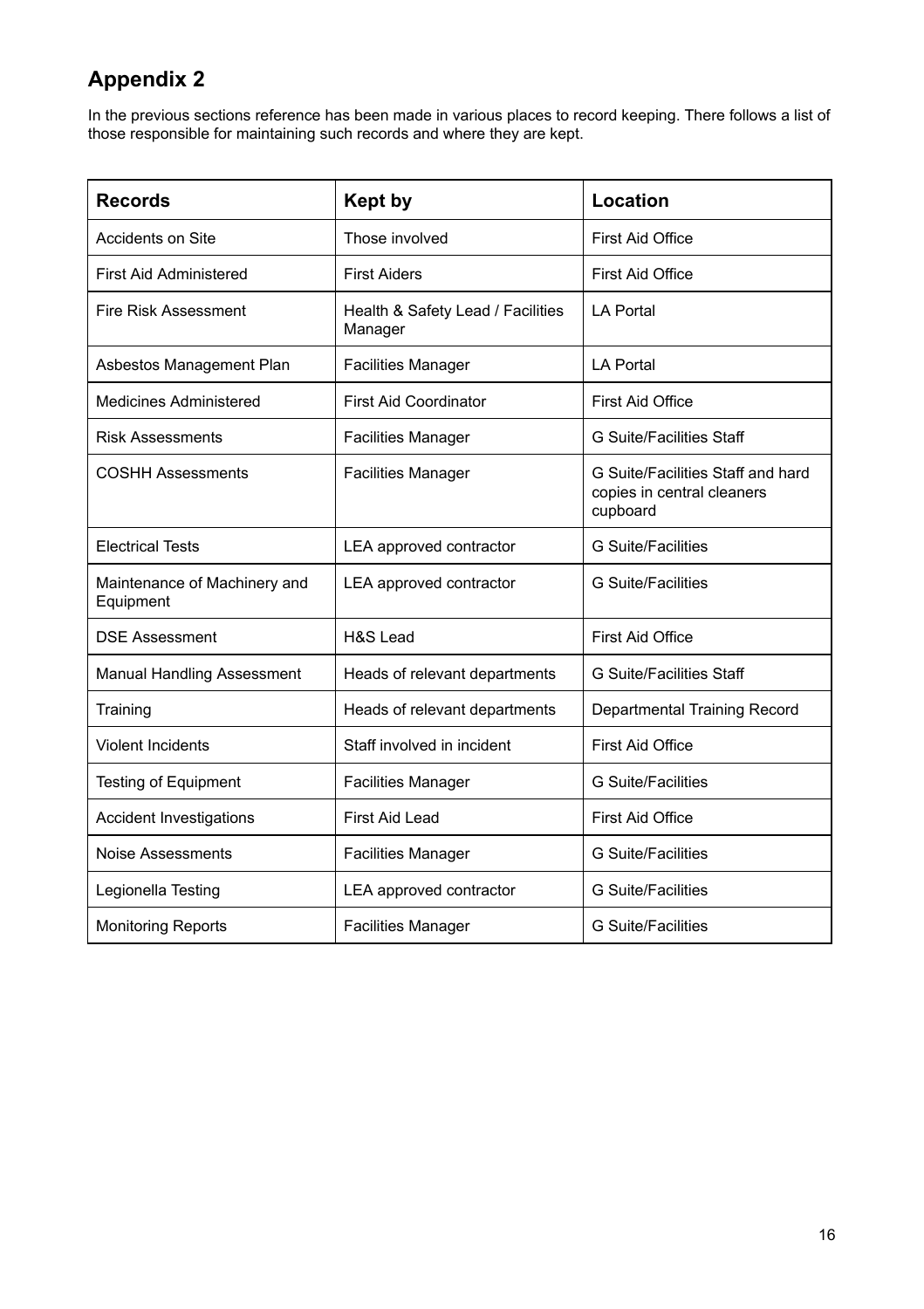## Appendix 2

In the previous sections reference has been made in various places to record keeping. There follows a list of those responsible for maintaining such records and where they are kept.

| Records | Kept by | Location |
|---|---|---|
| Accidents on Site | Those involved | First Aid Office |
| First Aid Administered | First Aiders | First Aid Office |
| Fire Risk Assessment | Health & Safety Lead / Facilities Manager | LA Portal |
| Asbestos Management Plan | Facilities Manager | LA Portal |
| Medicines Administered | First Aid Coordinator | First Aid Office |
| Risk Assessments | Facilities Manager | G Suite/Facilities Staff |
| COSHH Assessments | Facilities Manager | G Suite/Facilities Staff and hard copies in central cleaners cupboard |
| Electrical Tests | LEA approved contractor | G Suite/Facilities |
| Maintenance of Machinery and Equipment | LEA approved contractor | G Suite/Facilities |
| DSE Assessment | H&S Lead | First Aid Office |
| Manual Handling Assessment | Heads of relevant departments | G Suite/Facilities Staff |
| Training | Heads of relevant departments | Departmental Training Record |
| Violent Incidents | Staff involved in incident | First Aid Office |
| Testing of Equipment | Facilities Manager | G Suite/Facilities |
| Accident Investigations | First Aid Lead | First Aid Office |
| Noise Assessments | Facilities Manager | G Suite/Facilities |
| Legionella Testing | LEA approved contractor | G Suite/Facilities |
| Monitoring Reports | Facilities Manager | G Suite/Facilities |